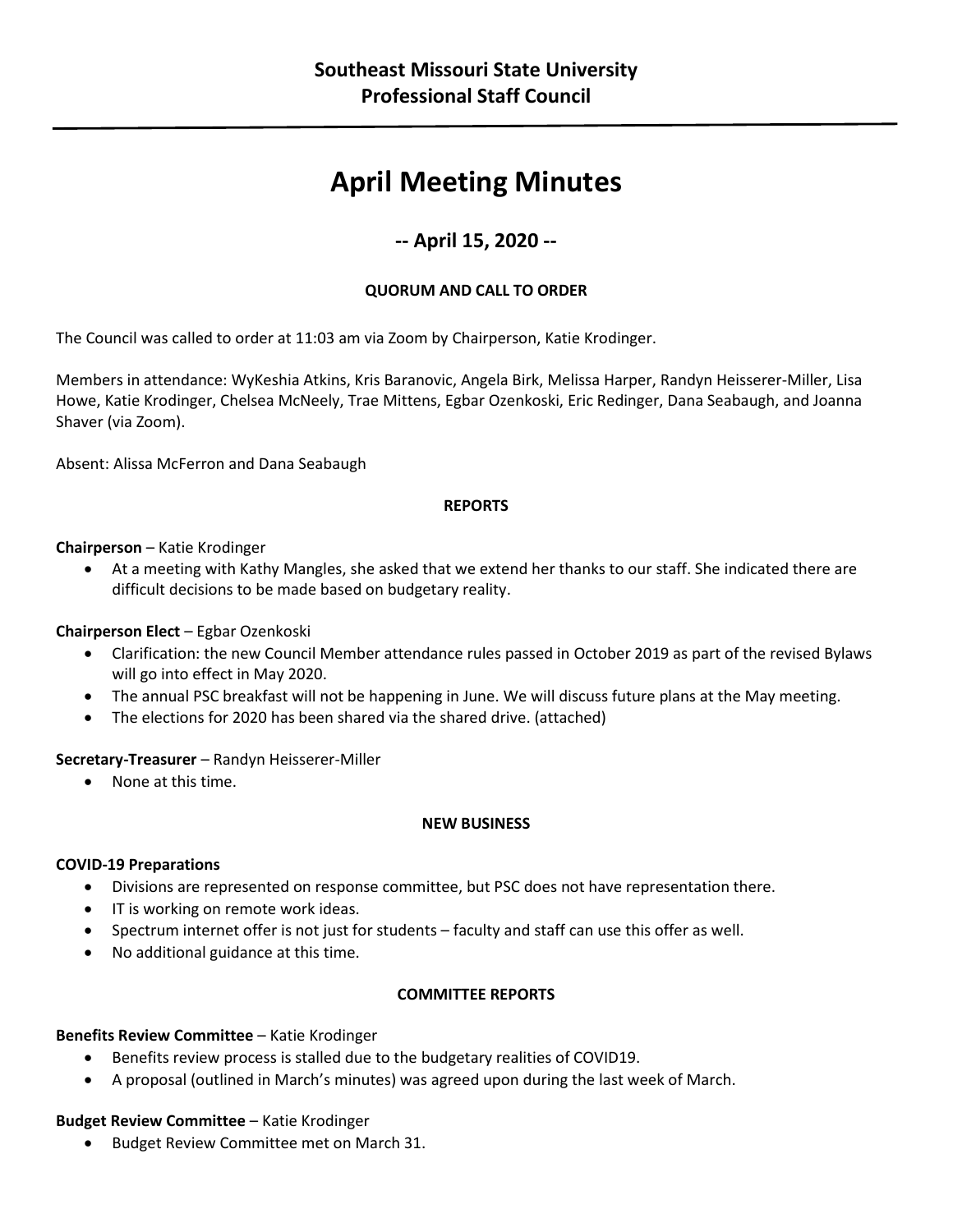**Southeast Missouri State University**
**Professional Staff Council**

---

# April Meeting Minutes

## -- April 15, 2020 --

### QUORUM AND CALL TO ORDER

The Council was called to order at 11:03 am via Zoom by Chairperson, Katie Krodinger.

Members in attendance: WyKeshia Atkins, Kris Baranovic, Angela Birk, Melissa Harper, Randyn Heisserer-Miller, Lisa Howe, Katie Krodinger, Chelsea McNeely, Trae Mittens, Egbar Ozenkoski, Eric Redinger, Dana Seabaugh, and Joanna Shaver (via Zoom).

Absent: Alissa McFerron and Dana Seabaugh

### REPORTS

**Chairperson** – Katie Krodinger

- At a meeting with Kathy Mangles, she asked that we extend her thanks to our staff. She indicated there are difficult decisions to be made based on budgetary reality.

**Chairperson Elect** – Egbar Ozenkoski

- Clarification: the new Council Member attendance rules passed in October 2019 as part of the revised Bylaws will go into effect in May 2020.
- The annual PSC breakfast will not be happening in June. We will discuss future plans at the May meeting.
- The elections for 2020 has been shared via the shared drive. (attached)

**Secretary-Treasurer** – Randyn Heisserer-Miller

- None at this time.

### NEW BUSINESS

**COVID-19 Preparations**

- Divisions are represented on response committee, but PSC does not have representation there.
- IT is working on remote work ideas.
- Spectrum internet offer is not just for students – faculty and staff can use this offer as well.
- No additional guidance at this time.

### COMMITTEE REPORTS

**Benefits Review Committee** – Katie Krodinger

- Benefits review process is stalled due to the budgetary realities of COVID19.
- A proposal (outlined in March's minutes) was agreed upon during the last week of March.

**Budget Review Committee** – Katie Krodinger

- Budget Review Committee met on March 31.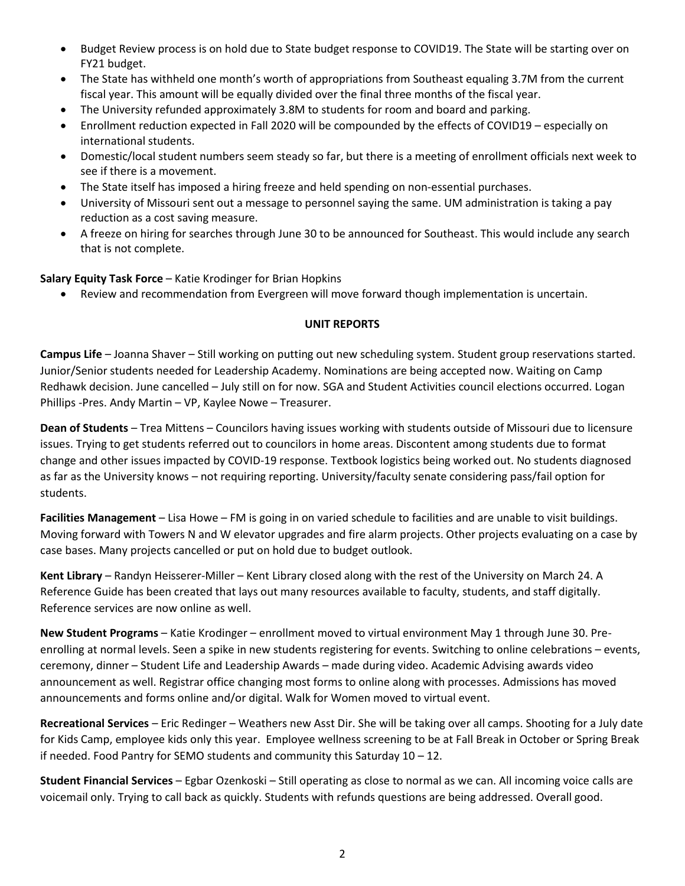- Budget Review process is on hold due to State budget response to COVID19. The State will be starting over on FY21 budget.
- The State has withheld one month's worth of appropriations from Southeast equaling 3.7M from the current fiscal year. This amount will be equally divided over the final three months of the fiscal year.
- The University refunded approximately 3.8M to students for room and board and parking.
- Enrollment reduction expected in Fall 2020 will be compounded by the effects of COVID19 – especially on international students.
- Domestic/local student numbers seem steady so far, but there is a meeting of enrollment officials next week to see if there is a movement.
- The State itself has imposed a hiring freeze and held spending on non-essential purchases.
- University of Missouri sent out a message to personnel saying the same. UM administration is taking a pay reduction as a cost saving measure.
- A freeze on hiring for searches through June 30 to be announced for Southeast. This would include any search that is not complete.

**Salary Equity Task Force** – Katie Krodinger for Brian Hopkins

- Review and recommendation from Evergreen will move forward though implementation is uncertain.

## UNIT REPORTS

**Campus Life** – Joanna Shaver – Still working on putting out new scheduling system. Student group reservations started. Junior/Senior students needed for Leadership Academy. Nominations are being accepted now. Waiting on Camp Redhawk decision. June cancelled – July still on for now. SGA and Student Activities council elections occurred. Logan Phillips -Pres. Andy Martin – VP, Kaylee Nowe – Treasurer.

**Dean of Students** – Trea Mittens – Councilors having issues working with students outside of Missouri due to licensure issues. Trying to get students referred out to councilors in home areas. Discontent among students due to format change and other issues impacted by COVID-19 response. Textbook logistics being worked out. No students diagnosed as far as the University knows – not requiring reporting. University/faculty senate considering pass/fail option for students.

**Facilities Management** – Lisa Howe – FM is going in on varied schedule to facilities and are unable to visit buildings. Moving forward with Towers N and W elevator upgrades and fire alarm projects. Other projects evaluating on a case by case bases. Many projects cancelled or put on hold due to budget outlook.

**Kent Library** – Randyn Heisserer-Miller – Kent Library closed along with the rest of the University on March 24. A Reference Guide has been created that lays out many resources available to faculty, students, and staff digitally. Reference services are now online as well.

**New Student Programs** – Katie Krodinger – enrollment moved to virtual environment May 1 through June 30. Pre-enrolling at normal levels. Seen a spike in new students registering for events. Switching to online celebrations – events, ceremony, dinner – Student Life and Leadership Awards – made during video. Academic Advising awards video announcement as well. Registrar office changing most forms to online along with processes. Admissions has moved announcements and forms online and/or digital. Walk for Women moved to virtual event.

**Recreational Services** – Eric Redinger – Weathers new Asst Dir. She will be taking over all camps. Shooting for a July date for Kids Camp, employee kids only this year. Employee wellness screening to be at Fall Break in October or Spring Break if needed. Food Pantry for SEMO students and community this Saturday 10 – 12.

**Student Financial Services** – Egbar Ozenkoski – Still operating as close to normal as we can. All incoming voice calls are voicemail only. Trying to call back as quickly. Students with refunds questions are being addressed. Overall good.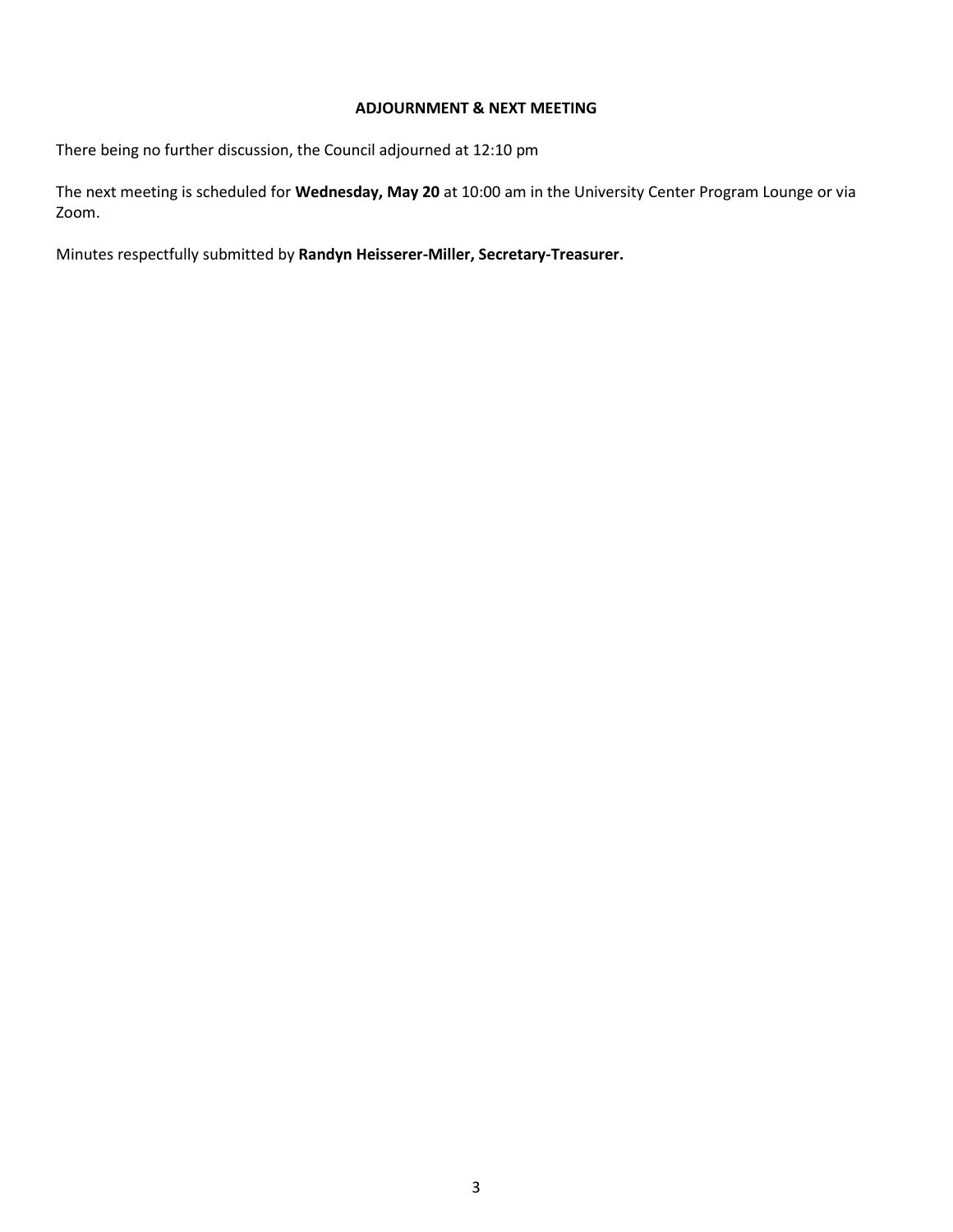## ADJOURNMENT & NEXT MEETING

There being no further discussion, the Council adjourned at 12:10 pm

The next meeting is scheduled for **Wednesday, May 20** at 10:00 am in the University Center Program Lounge or via Zoom.

Minutes respectfully submitted by **Randyn Heisserer-Miller, Secretary-Treasurer.**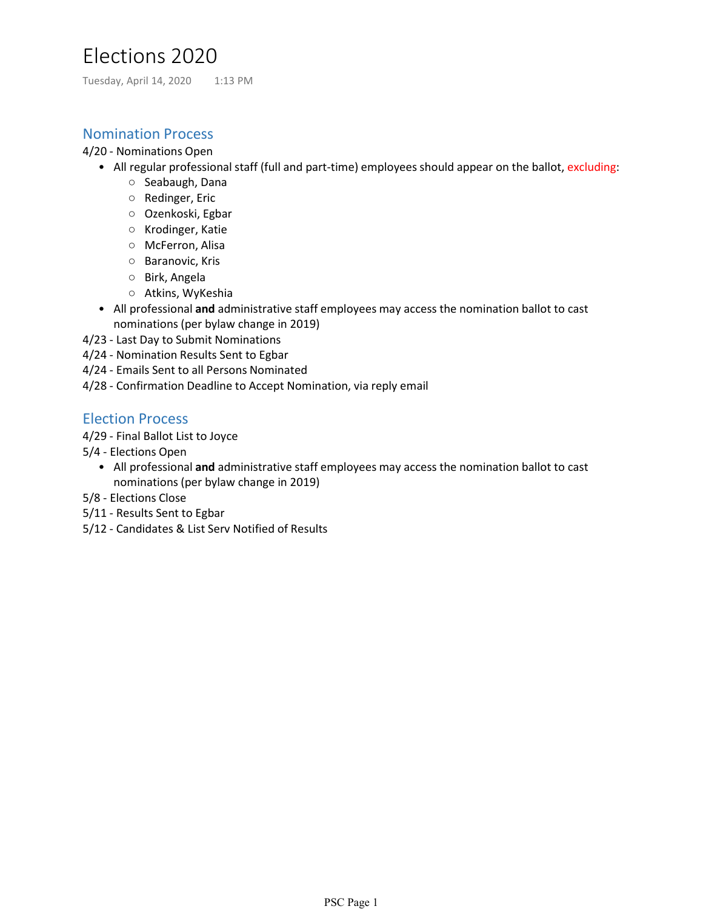# Elections 2020

Tuesday, April 14, 2020 1:13 PM

## Nomination Process

4/20 - Nominations Open

- All regular professional staff (full and part-time) employees should appear on the ballot, excluding:
  - Seabaugh, Dana
  - Redinger, Eric
  - Ozenkoski, Egbar
  - Krodinger, Katie
  - McFerron, Alisa
  - Baranovic, Kris
  - Birk, Angela
  - Atkins, WyKeshia
- All professional **and** administrative staff employees may access the nomination ballot to cast nominations (per bylaw change in 2019)

4/23 - Last Day to Submit Nominations

4/24 - Nomination Results Sent to Egbar

4/24 - Emails Sent to all Persons Nominated

4/28 - Confirmation Deadline to Accept Nomination, via reply email

## Election Process

4/29 - Final Ballot List to Joyce

5/4 - Elections Open

- All professional **and** administrative staff employees may access the nomination ballot to cast nominations (per bylaw change in 2019)

5/8 - Elections Close

5/11 - Results Sent to Egbar

5/12 - Candidates & List Serv Notified of Results